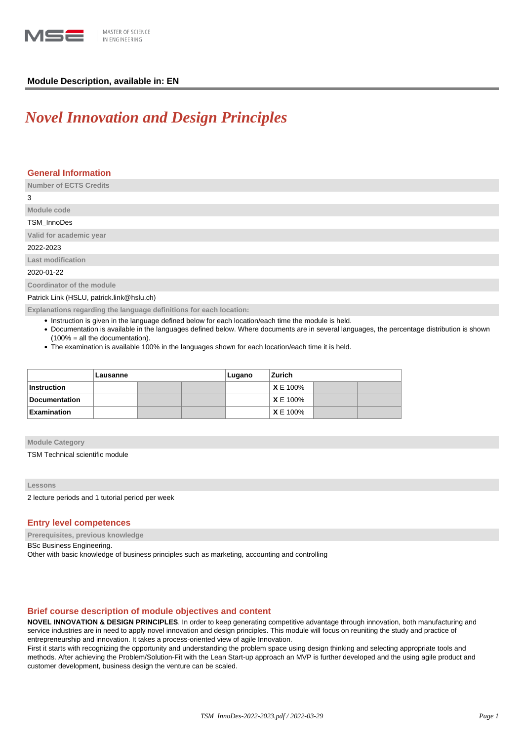**Module Description, available in: EN**

# *Novel Innovation and Design Principles*

## General Information

**Number of ECTS Credits**

3

**Module code**

TSM_InnoDes

**Valid for academic year**

2022-2023

**Last modification**

2020-01-22

**Coordinator of the module**

Patrick Link (HSLU, patrick.link@hslu.ch)

**Explanations regarding the language definitions for each location:**

- Instruction is given in the language defined below for each location/each time the module is held.
- Documentation is available in the languages defined below. Where documents are in several languages, the percentage distribution is shown (100% = all the documentation).
- The examination is available 100% in the languages shown for each location/each time it is held.

| | Lausanne | | | Lugano | Zurich | | |
|---|---|---|---|---|---|---|---|
| **Instruction** | | | | | **X** E 100% | | |
| **Documentation** | | | | | **X** E 100% | | |
| **Examination** | | | | | **X** E 100% | | |

**Module Category**

TSM Technical scientific module

**Lessons**

2 lecture periods and 1 tutorial period per week

## Entry level competences

**Prerequisites, previous knowledge**

BSc Business Engineering.
Other with basic knowledge of business principles such as marketing, accounting and controlling

## Brief course description of module objectives and content

**NOVEL INNOVATION & DESIGN PRINCIPLES**. In order to keep generating competitive advantage through innovation, both manufacturing and service industries are in need to apply novel innovation and design principles. This module will focus on reuniting the study and practice of entrepreneurship and innovation. It takes a process-oriented view of agile Innovation.
First it starts with recognizing the opportunity and understanding the problem space using design thinking and selecting appropriate tools and methods. After achieving the Problem/Solution-Fit with the Lean Start-up approach an MVP is further developed and the using agile product and customer development, business design the venture can be scaled.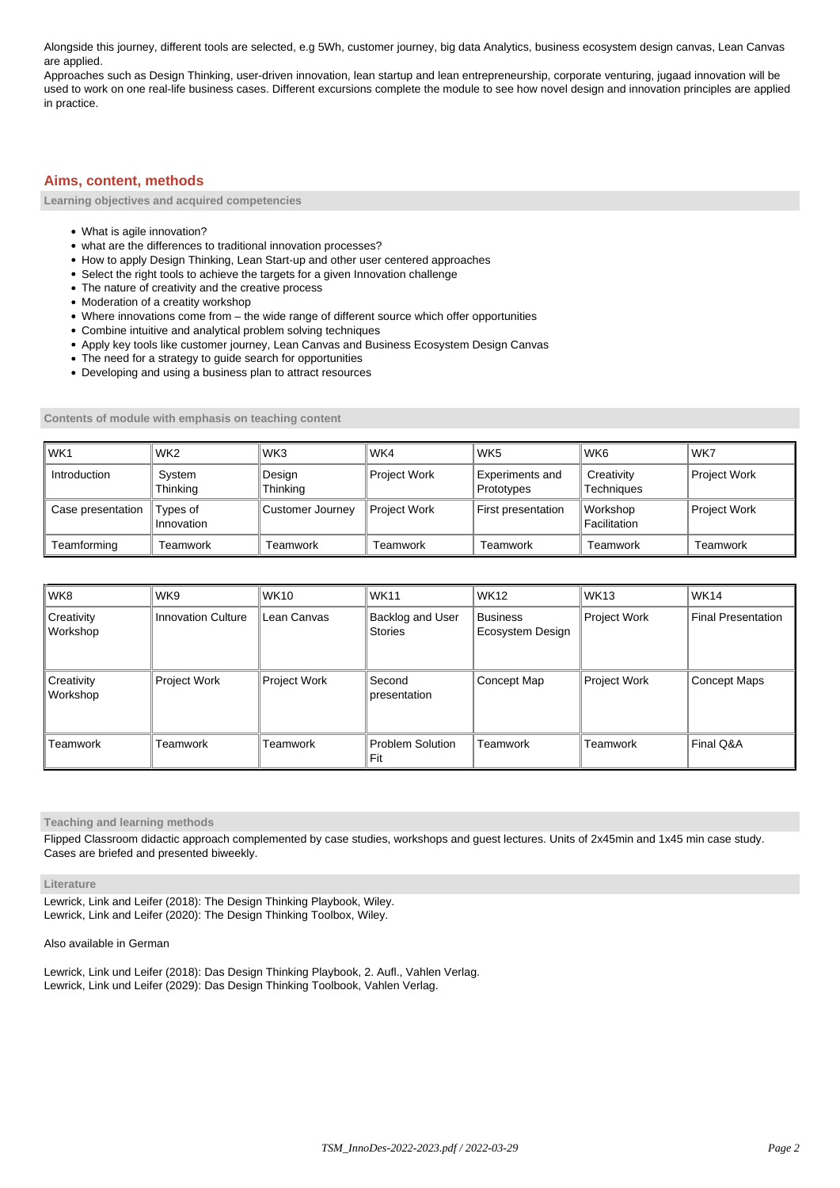Alongside this journey, different tools are selected, e.g 5Wh, customer journey, big data Analytics, business ecosystem design canvas, Lean Canvas are applied.
Approaches such as Design Thinking, user-driven innovation, lean startup and lean entrepreneurship, corporate venturing, jugaad innovation will be used to work on one real-life business cases. Different excursions complete the module to see how novel design and innovation principles are applied in practice.

## Aims, content, methods

### Learning objectives and acquired competencies

- What is agile innovation?
- what are the differences to traditional innovation processes?
- How to apply Design Thinking, Lean Start-up and other user centered approaches
- Select the right tools to achieve the targets for a given Innovation challenge
- The nature of creativity and the creative process
- Moderation of a creaty workshop
- Where innovations come from – the wide range of different source which offer opportunities
- Combine intuitive and analytical problem solving techniques
- Apply key tools like customer journey, Lean Canvas and Business Ecosystem Design Canvas
- The need for a strategy to guide search for opportunities
- Developing and using a business plan to attract resources

### Contents of module with emphasis on teaching content

| WK1 | WK2 | WK3 | WK4 | WK5 | WK6 | WK7 |
|---|---|---|---|---|---|---|
| Introduction | System Thinking | Design Thinking | Project Work | Experiments and Prototypes | Creativity Techniques | Project Work |
| Case presentation | Types of Innovation | Customer Journey | Project Work | First presentation | Workshop Facilitation | Project Work |
| Teamforming | Teamwork | Teamwork | Teamwork | Teamwork | Teamwork | Teamwork |

| WK8 | WK9 | WK10 | WK11 | WK12 | WK13 | WK14 |
|---|---|---|---|---|---|---|
| Creativity Workshop | Innovation Culture | Lean Canvas | Backlog and User Stories | Business Ecosystem Design | Project Work | Final Presentation |
| Creativity Workshop | Project Work | Project Work | Second presentation | Concept Map | Project Work | Concept Maps |
| Teamwork | Teamwork | Teamwork | Problem Solution Fit | Teamwork | Teamwork | Final Q&A |

### Teaching and learning methods

Flipped Classroom didactic approach complemented by case studies, workshops and guest lectures. Units of 2x45min and 1x45 min case study. Cases are briefed and presented biweekly.

### Literature

Lewrick, Link and Leifer (2018): The Design Thinking Playbook, Wiley.
Lewrick, Link and Leifer (2020): The Design Thinking Toolbox, Wiley.

Also available in German

Lewrick, Link und Leifer (2018): Das Design Thinking Playbook, 2. Aufl., Vahlen Verlag.
Lewrick, Link und Leifer (2029): Das Design Thinking Toolbook, Vahlen Verlag.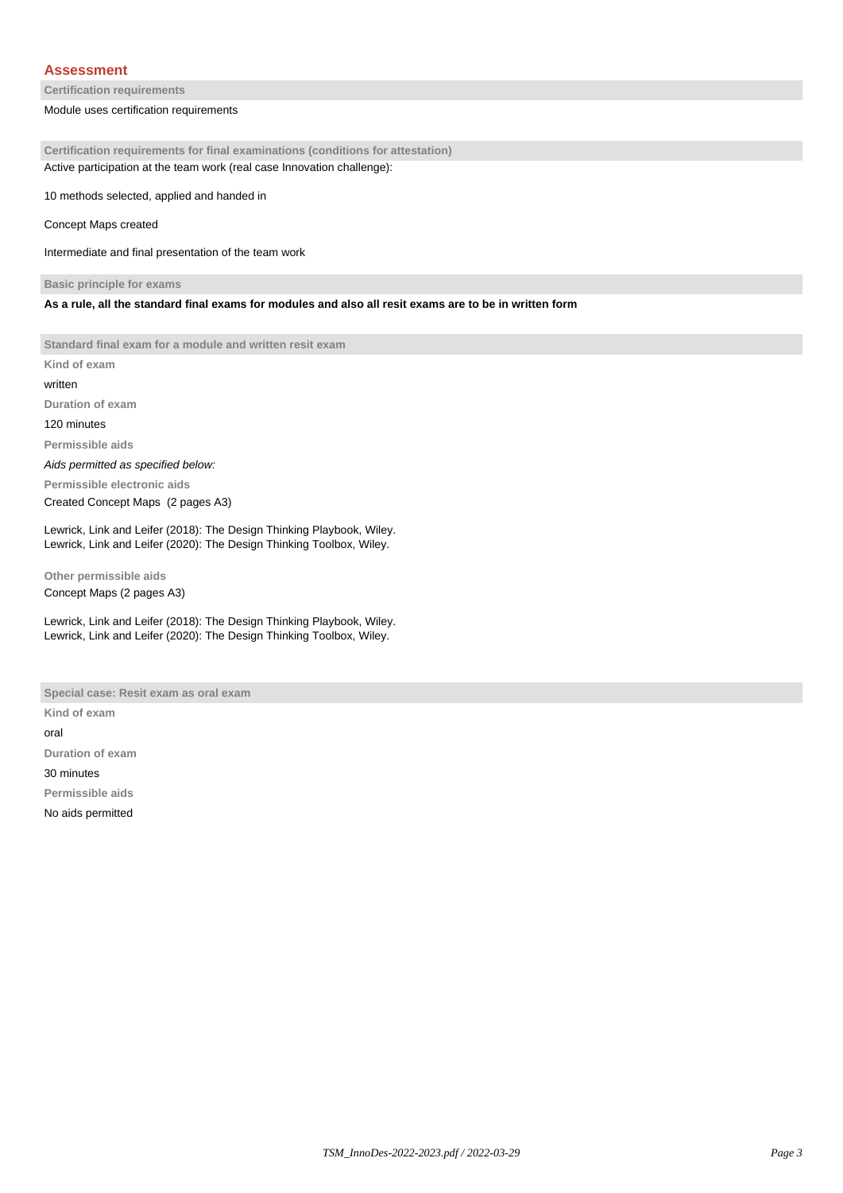## Assessment

**Certification requirements**

Module uses certification requirements

**Certification requirements for final examinations (conditions for attestation)**

Active participation at the team work (real case Innovation challenge):

10 methods selected, applied and handed in

Concept Maps created

Intermediate and final presentation of the team work

**Basic principle for exams**

**As a rule, all the standard final exams for modules and also all resit exams are to be in written form**

**Standard final exam for a module and written resit exam**

**Kind of exam**

written

**Duration of exam**

120 minutes

**Permissible aids**

*Aids permitted as specified below:*

**Permissible electronic aids**

Created Concept Maps (2 pages A3)

Lewrick, Link and Leifer (2018): The Design Thinking Playbook, Wiley.
Lewrick, Link and Leifer (2020): The Design Thinking Toolbox, Wiley.

**Other permissible aids**

Concept Maps (2 pages A3)

Lewrick, Link and Leifer (2018): The Design Thinking Playbook, Wiley.
Lewrick, Link and Leifer (2020): The Design Thinking Toolbox, Wiley.

**Special case: Resit exam as oral exam**

**Kind of exam**

oral

**Duration of exam**

30 minutes

**Permissible aids**

No aids permitted